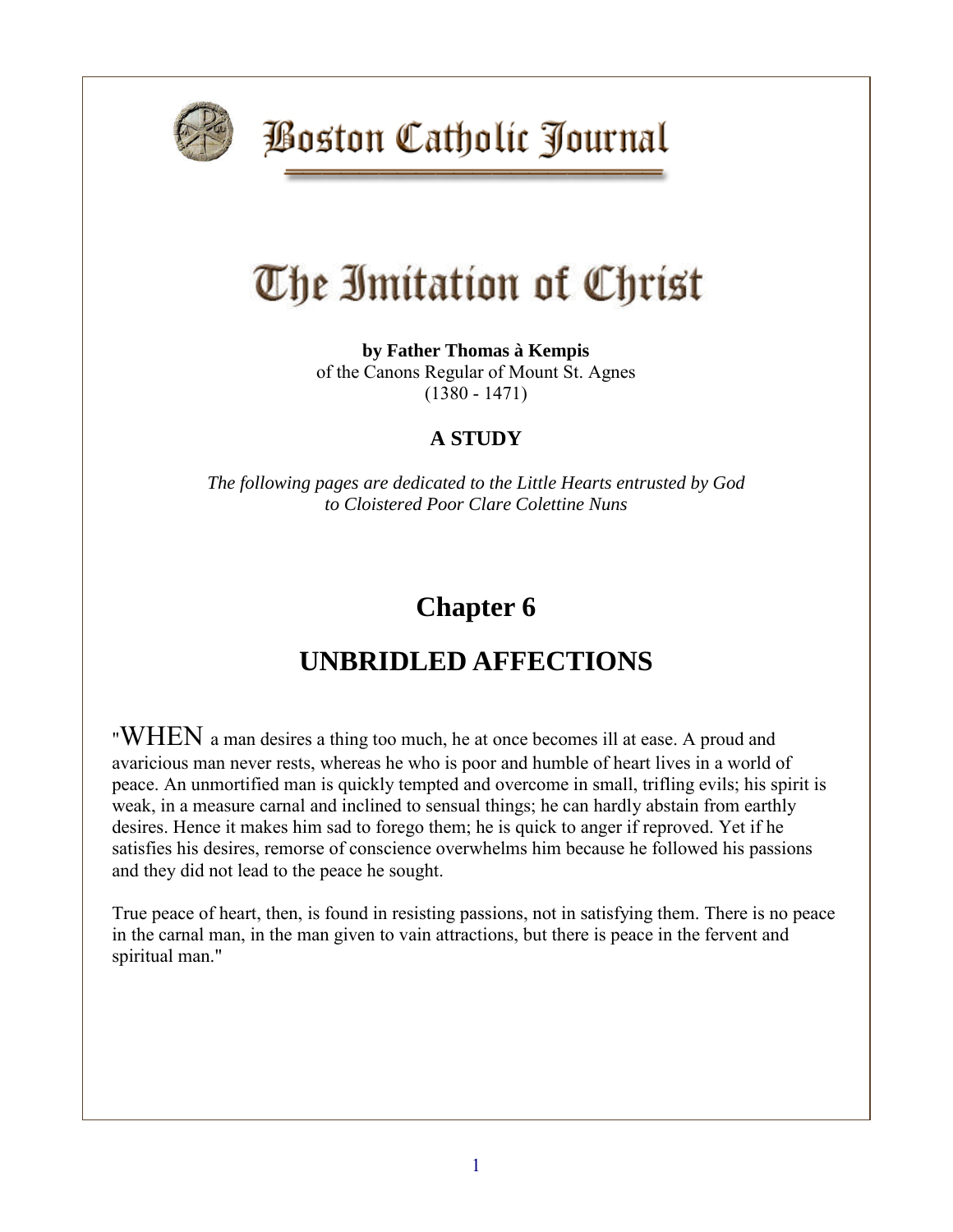# Boston Catholic Journal

# The Imitation of Christ

**by Father Thomas à Kempis**
of the Canons Regular of Mount St. Agnes
(1380 - 1471)

**A STUDY**

*The following pages are dedicated to the Little Hearts entrusted by God to Cloistered Poor Clare Colettine Nuns*

## Chapter 6

## UNBRIDLED AFFECTIONS

"WHEN a man desires a thing too much, he at once becomes ill at ease. A proud and avaricious man never rests, whereas he who is poor and humble of heart lives in a world of peace. An unmortified man is quickly tempted and overcome in small, trifling evils; his spirit is weak, in a measure carnal and inclined to sensual things; he can hardly abstain from earthly desires. Hence it makes him sad to forego them; he is quick to anger if reproved. Yet if he satisfies his desires, remorse of conscience overwhelms him because he followed his passions and they did not lead to the peace he sought.

True peace of heart, then, is found in resisting passions, not in satisfying them. There is no peace in the carnal man, in the man given to vain attractions, but there is peace in the fervent and spiritual man."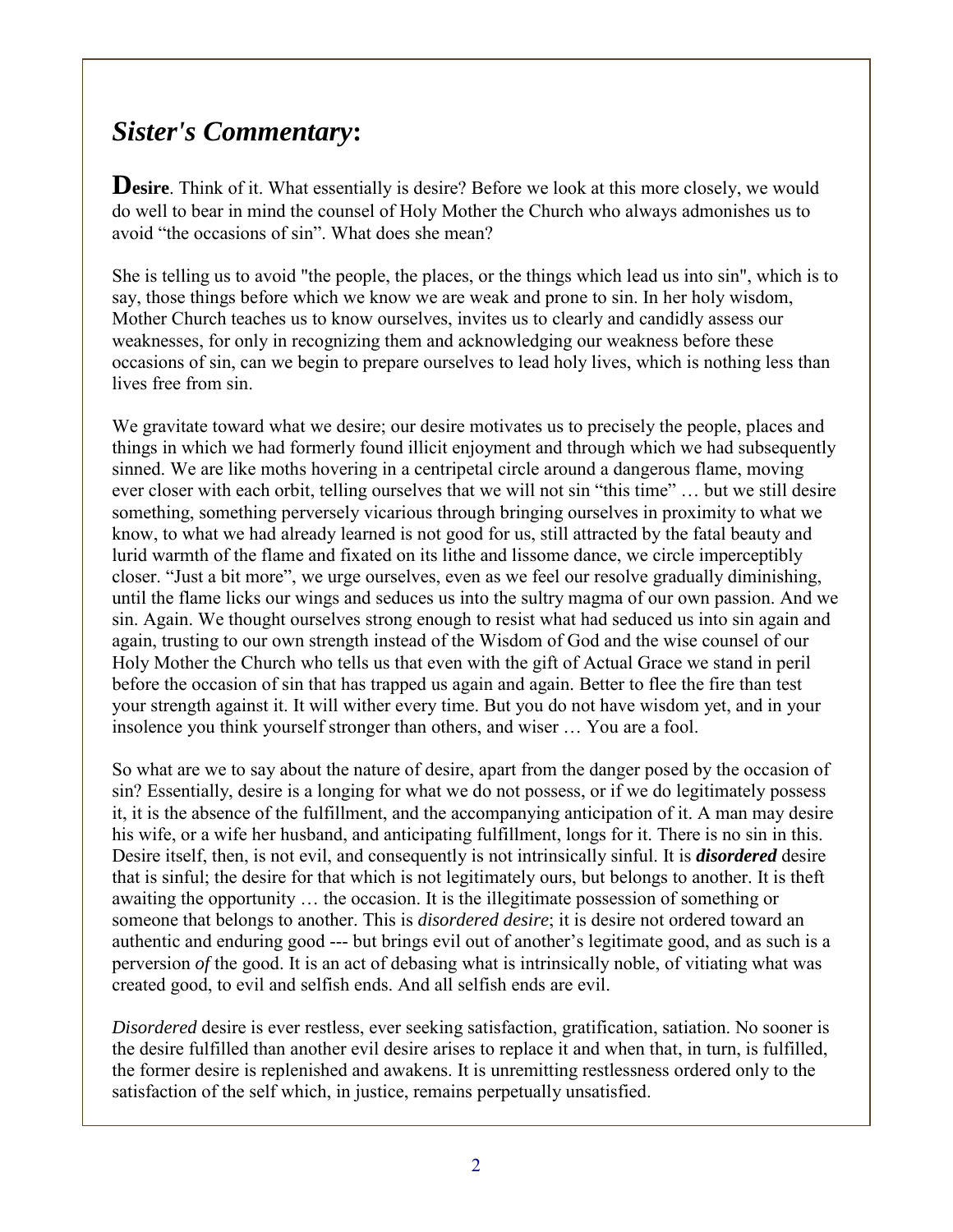## *Sister's Commentary*:

**Desire**. Think of it. What essentially is desire? Before we look at this more closely, we would do well to bear in mind the counsel of Holy Mother the Church who always admonishes us to avoid "the occasions of sin". What does she mean?

She is telling us to avoid "the people, the places, or the things which lead us into sin", which is to say, those things before which we know we are weak and prone to sin. In her holy wisdom, Mother Church teaches us to know ourselves, invites us to clearly and candidly assess our weaknesses, for only in recognizing them and acknowledging our weakness before these occasions of sin, can we begin to prepare ourselves to lead holy lives, which is nothing less than lives free from sin.

We gravitate toward what we desire; our desire motivates us to precisely the people, places and things in which we had formerly found illicit enjoyment and through which we had subsequently sinned. We are like moths hovering in a centripetal circle around a dangerous flame, moving ever closer with each orbit, telling ourselves that we will not sin "this time" … but we still desire something, something perversely vicarious through bringing ourselves in proximity to what we know, to what we had already learned is not good for us, still attracted by the fatal beauty and lurid warmth of the flame and fixated on its lithe and lissome dance, we circle imperceptibly closer. "Just a bit more", we urge ourselves, even as we feel our resolve gradually diminishing, until the flame licks our wings and seduces us into the sultry magma of our own passion. And we sin. Again. We thought ourselves strong enough to resist what had seduced us into sin again and again, trusting to our own strength instead of the Wisdom of God and the wise counsel of our Holy Mother the Church who tells us that even with the gift of Actual Grace we stand in peril before the occasion of sin that has trapped us again and again. Better to flee the fire than test your strength against it. It will wither every time. But you do not have wisdom yet, and in your insolence you think yourself stronger than others, and wiser … You are a fool.

So what are we to say about the nature of desire, apart from the danger posed by the occasion of sin? Essentially, desire is a longing for what we do not possess, or if we do legitimately possess it, it is the absence of the fulfillment, and the accompanying anticipation of it. A man may desire his wife, or a wife her husband, and anticipating fulfillment, longs for it. There is no sin in this. Desire itself, then, is not evil, and consequently is not intrinsically sinful. It is ***disordered*** desire that is sinful; the desire for that which is not legitimately ours, but belongs to another. It is theft awaiting the opportunity … the occasion. It is the illegitimate possession of something or someone that belongs to another. This is *disordered desire*; it is desire not ordered toward an authentic and enduring good --- but brings evil out of another's legitimate good, and as such is a perversion *of* the good. It is an act of debasing what is intrinsically noble, of vitiating what was created good, to evil and selfish ends. And all selfish ends are evil.

*Disordered* desire is ever restless, ever seeking satisfaction, gratification, satiation. No sooner is the desire fulfilled than another evil desire arises to replace it and when that, in turn, is fulfilled, the former desire is replenished and awakens. It is unremitting restlessness ordered only to the satisfaction of the self which, in justice, remains perpetually unsatisfied.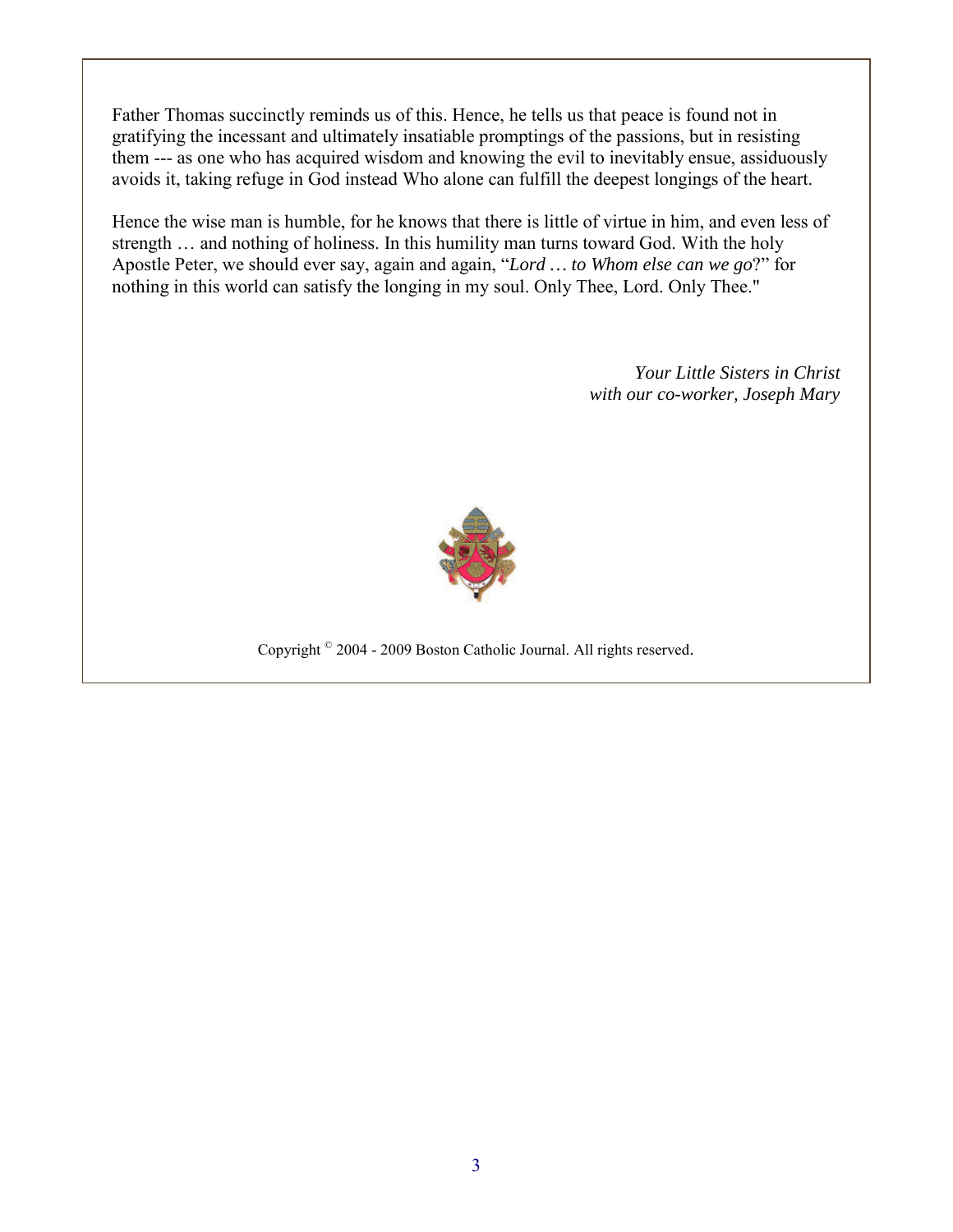Father Thomas succinctly reminds us of this. Hence, he tells us that peace is found not in gratifying the incessant and ultimately insatiable promptings of the passions, but in resisting them --- as one who has acquired wisdom and knowing the evil to inevitably ensue, assiduously avoids it, taking refuge in God instead Who alone can fulfill the deepest longings of the heart.

Hence the wise man is humble, for he knows that there is little of virtue in him, and even less of strength … and nothing of holiness. In this humility man turns toward God. With the holy Apostle Peter, we should ever say, again and again, "*Lord … to Whom else can we go*?" for nothing in this world can satisfy the longing in my soul. Only Thee, Lord. Only Thee."

*Your Little Sisters in Christ*
*with our co-worker, Joseph Mary*

Copyright © 2004 - 2009 Boston Catholic Journal. All rights reserved.